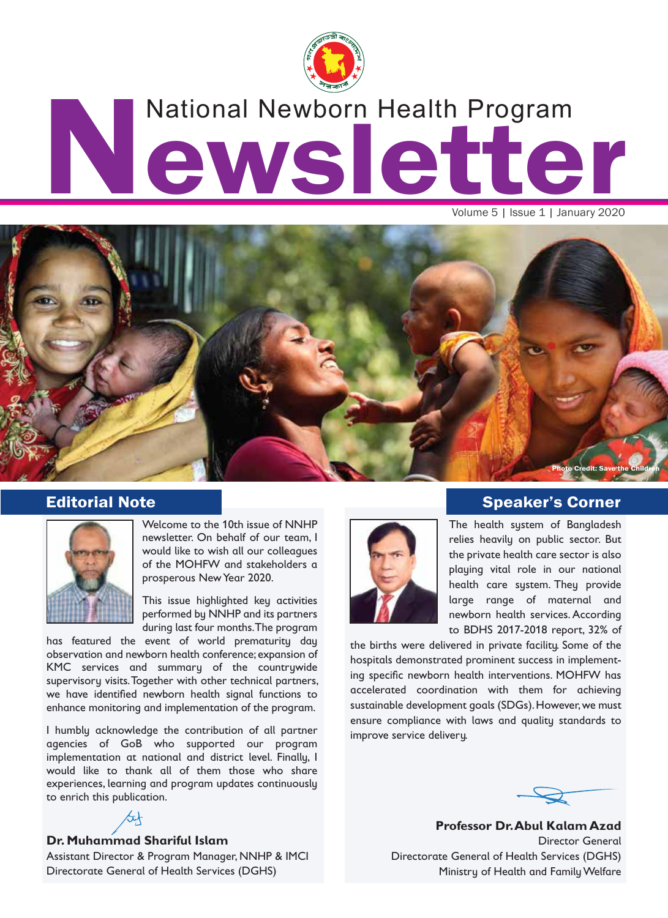# National Newborn Health Program Newsletter

Volume 5 | Issue 1 | January 2020

Photo Credit: Save the Children

## Editorial Note

Welcome to the 10th issue of NNHP newsletter. On behalf of our team, I would like to wish all our colleagues of the MOHFW and stakeholders a prosperous New Year 2020.

This issue highlighted key activities performed by NNHP and its partners during last four months. The program has featured the event of world prematurity day observation and newborn health conference; expansion of KMC services and summary of the countrywide supervisory visits. Together with other technical partners, we have identified newborn health signal functions to enhance monitoring and implementation of the program.

I humbly acknowledge the contribution of all partner agencies of GoB who supported our program implementation at national and district level. Finally, I would like to thank all of them those who share experiences, learning and program updates continuously to enrich this publication.

**Dr. Muhammad Shariful Islam**
Assistant Director & Program Manager, NNHP & IMCI
Directorate General of Health Services (DGHS)

## Speaker's Corner

The health system of Bangladesh relies heavily on public sector. But the private health care sector is also playing vital role in our national health care system. They provide large range of maternal and newborn health services. According to BDHS 2017-2018 report, 32% of the births were delivered in private facility. Some of the hospitals demonstrated prominent success in implementing specific newborn health interventions. MOHFW has accelerated coordination with them for achieving sustainable development goals (SDGs). However, we must ensure compliance with laws and quality standards to improve service delivery.

**Professor Dr. Abul Kalam Azad**
Director General
Directorate General of Health Services (DGHS)
Ministry of Health and Family Welfare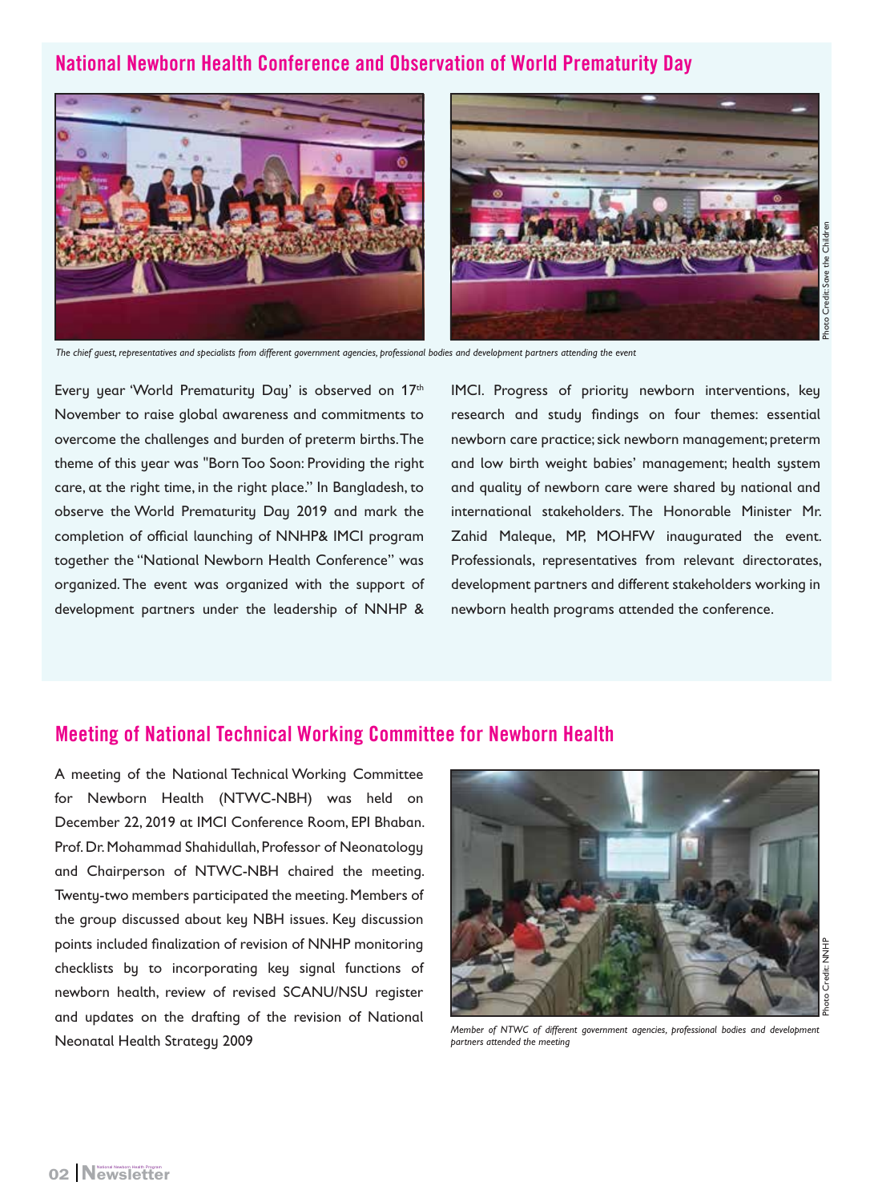## National Newborn Health Conference and Observation of World Prematurity Day

*The chief guest, representatives and specialists from different government agencies, professional bodies and development partners attending the event*

Photo Credit: Save the Children

Every year 'World Prematurity Day' is observed on 17th November to raise global awareness and commitments to overcome the challenges and burden of preterm births. The theme of this year was "Born Too Soon: Providing the right care, at the right time, in the right place." In Bangladesh, to observe the World Prematurity Day 2019 and mark the completion of official launching of NNHP& IMCI program together the "National Newborn Health Conference" was organized. The event was organized with the support of development partners under the leadership of NNHP & IMCI. Progress of priority newborn interventions, key research and study findings on four themes: essential newborn care practice; sick newborn management; preterm and low birth weight babies' management; health system and quality of newborn care were shared by national and international stakeholders. The Honorable Minister Mr. Zahid Maleque, MP, MOHFW inaugurated the event. Professionals, representatives from relevant directorates, development partners and different stakeholders working in newborn health programs attended the conference.

## Meeting of National Technical Working Committee for Newborn Health

A meeting of the National Technical Working Committee for Newborn Health (NTWC-NBH) was held on December 22, 2019 at IMCI Conference Room, EPI Bhaban. Prof. Dr. Mohammad Shahidullah, Professor of Neonatology and Chairperson of NTWC-NBH chaired the meeting. Twenty-two members participated the meeting. Members of the group discussed about key NBH issues. Key discussion points included finalization of revision of NNHP monitoring checklists by to incorporating key signal functions of newborn health, review of revised SCANU/NSU register and updates on the drafting of the revision of National Neonatal Health Strategy 2009

*Member of NTWC of different government agencies, professional bodies and development partners attended the meeting*

Photo Credit: NNHP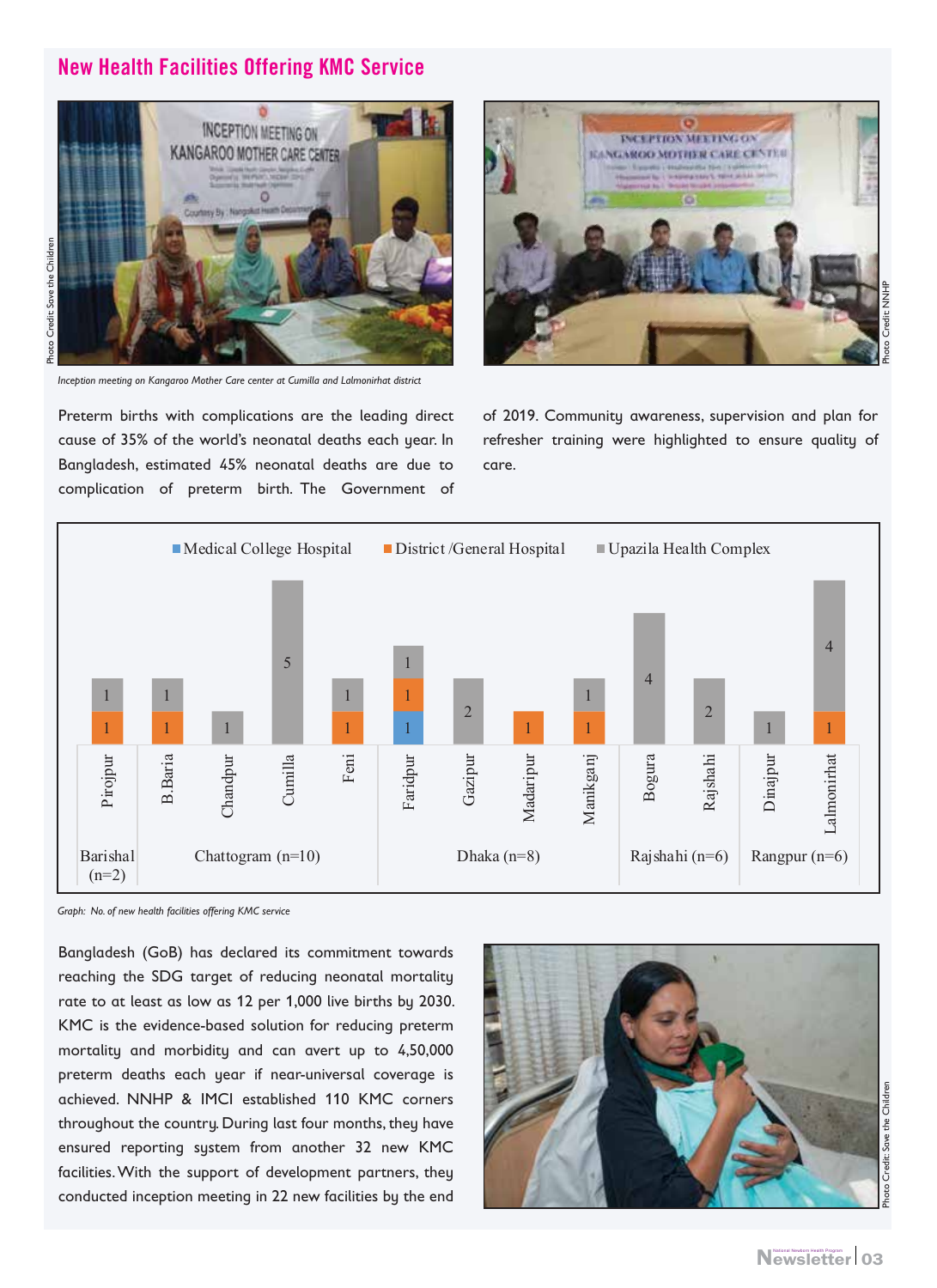## New Health Facilities Offering KMC Service

*Inception meeting on Kangaroo Mother Care center at Cumilla and Lalmonirhat district*

Preterm births with complications are the leading direct cause of 35% of the world's neonatal deaths each year. In Bangladesh, estimated 45% neonatal deaths are due to complication of preterm birth. The Government of Bangladesh (GoB) has declared its commitment towards reaching the SDG target of reducing neonatal mortality rate to at least as low as 12 per 1,000 live births by 2030. KMC is the evidence-based solution for reducing preterm mortality and morbidity and can avert up to 4,50,000 preterm deaths each year if near-universal coverage is achieved. NNHP & IMCI established 110 KMC corners throughout the country. During last four months, they have ensured reporting system from another 32 new KMC facilities. With the support of development partners, they conducted inception meeting in 22 new facilities by the end of 2019. Community awareness, supervision and plan for refresher training were highlighted to ensure quality of care.

| Division | District | Medical College Hospital | District /General Hospital | Upazila Health Complex |
|---|---|---|---|---|
| Barishal (n=2) | Pirojpur | | 1 | 1 |
| Chattogram (n=10) | B.Baria | | 1 | 1 |
| | Chandpur | | | 1 |
| | Cumilla | | | 5 |
| | Feni | | 1 | 1 |
| Dhaka (n=8) | Faridpur | 1 | 1 | 1 |
| | Gazipur | 2 | | |
| | Madaripur | | 1 | |
| | Manikganj | | 1 | 1 |
| Rajshahi (n=6) | Bogura | | | 4 |
| | Rajshahi | | | 2 |
| Rangpur (n=6) | Dinajpur | | | 1 |
| | Lalmonirhat | | 1 | 4 |

*Graph: No. of new health facilities offering KMC service*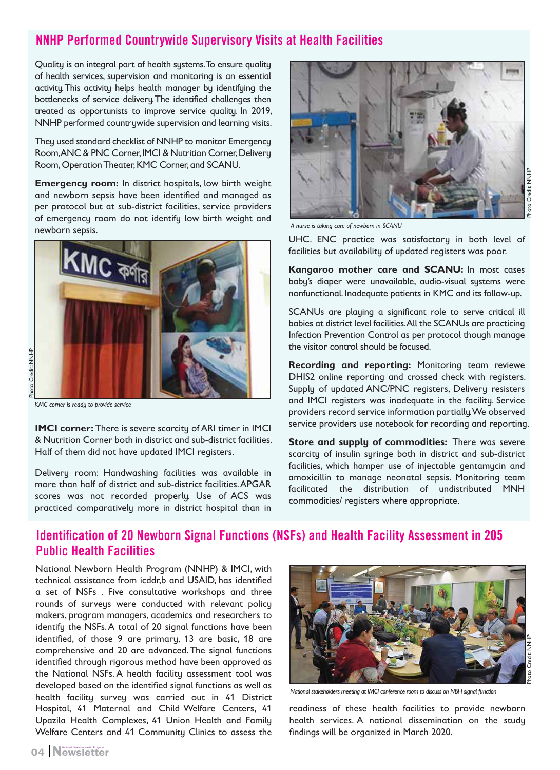## NNHP Performed Countrywide Supervisory Visits at Health Facilities

Quality is an integral part of health systems. To ensure quality of health services, supervision and monitoring is an essential activity. This activity helps health manager by identifying the bottlenecks of service delivery. The identified challenges then treated as opportunists to improve service quality. In 2019, NNHP performed countrywide supervision and learning visits.

They used standard checklist of NNHP to monitor Emergency Room, ANC & PNC Corner, IMCI & Nutrition Corner, Delivery Room, Operation Theater, KMC Corner, and SCANU.

**Emergency room:** In district hospitals, low birth weight and newborn sepsis have been identified and managed as per protocol but at sub-district facilities, service providers of emergency room do not identify low birth weight and newborn sepsis.

KMC corner is ready to provide service

**IMCI corner:** There is severe scarcity of ARI timer in IMCI & Nutrition Corner both in district and sub-district facilities. Half of them did not have updated IMCI registers.

Delivery room: Handwashing facilities was available in more than half of district and sub-district facilities. APGAR scores was not recorded properly. Use of ACS was practiced comparatively more in district hospital than in UHC. ENC practice was satisfactory in both level of facilities but availability of updated registers was poor.

A nurse is taking care of newborn in SCANU

**Kangaroo mother care and SCANU:** In most cases baby's diaper were unavailable, audio-visual systems were nonfunctional. Inadequate patients in KMC and its follow-up.

SCANUs are playing a significant role to serve critical ill babies at district level facilities. All the SCANUs are practicing Infection Prevention Control as per protocol though manage the visitor control should be focused.

**Recording and reporting:** Monitoring team reviewe DHIS2 online reporting and crossed check with registers. Supply of updated ANC/PNC registers, Delivery resisters and IMCI registers was inadequate in the facility. Service providers record service information partially. We observed service providers use notebook for recording and reporting.

**Store and supply of commodities:** There was severe scarcity of insulin syringe both in district and sub-district facilities, which hamper use of injectable gentamycin and amoxicillin to manage neonatal sepsis. Monitoring team facilitated the distribution of undistributed MNH commodities/ registers where appropriate.

## Identification of 20 Newborn Signal Functions (NSFs) and Health Facility Assessment in 205 Public Health Facilities

National Newborn Health Program (NNHP) & IMCI, with technical assistance from icddr,b and USAID, has identified a set of NSFs . Five consultative workshops and three rounds of surveys were conducted with relevant policy makers, program managers, academics and researchers to identify the NSFs. A total of 20 signal functions have been identified, of those 9 are primary, 13 are basic, 18 are comprehensive and 20 are advanced. The signal functions identified through rigorous method have been approved as the National NSFs. A health facility assessment tool was developed based on the identified signal functions as well as health facility survey was carried out in 41 District Hospital, 41 Maternal and Child Welfare Centers, 41 Upazila Health Complexes, 41 Union Health and Family Welfare Centers and 41 Community Clinics to assess the readiness of these health facilities to provide newborn health services. A national dissemination on the study findings will be organized in March 2020.

National stakeholders meeting at IMCI conference room to discuss on NBH signal function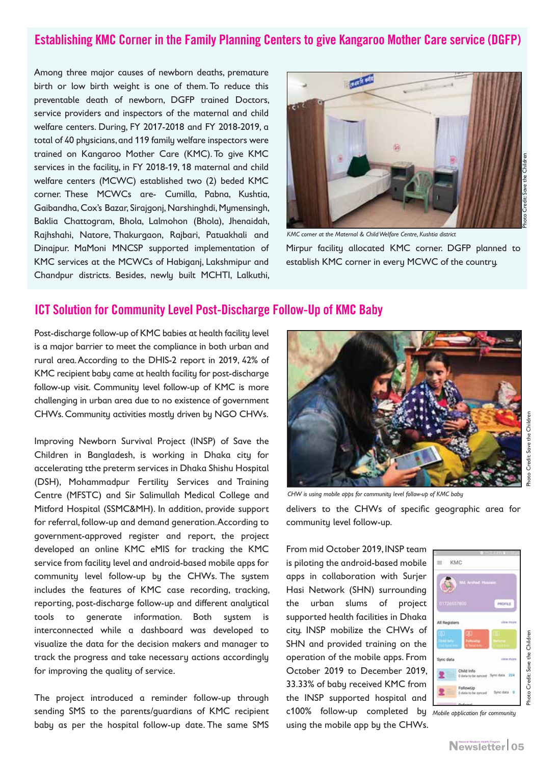## Establishing KMC Corner in the Family Planning Centers to give Kangaroo Mother Care service (DGFP)

Among three major causes of newborn deaths, premature birth or low birth weight is one of them. To reduce this preventable death of newborn, DGFP trained Doctors, service providers and inspectors of the maternal and child welfare centers. During, FY 2017-2018 and FY 2018-2019, a total of 40 physicians, and 119 family welfare inspectors were trained on Kangaroo Mother Care (KMC). To give KMC services in the facility, in FY 2018-19, 18 maternal and child welfare centers (MCWC) established two (2) beded KMC corner. These MCWCs are- Cumilla, Pabna, Kushtia, Gaibandha, Cox's Bazar, Sirajgonj, Narshinghdi, Mymensingh, Baklia Chattogram, Bhola, Lalmohon (Bhola), Jhenaidah, Rajhshahi, Natore, Thakurgaon, Rajbari, Patuakhali and Dinajpur. MaMoni MNCSP supported implementation of KMC services at the MCWCs of Habiganj, Lakshmipur and Chandpur districts. Besides, newly built MCHTI, Lalkuthi, Mirpur facility allocated KMC corner. DGFP planned to establish KMC corner in every MCWC of the country.

*KMC corner at the Maternal & Child Welfare Centre, Kushtia district*

Photo Credit: Save the Children

## ICT Solution for Community Level Post-Discharge Follow-Up of KMC Baby

Post-discharge follow-up of KMC babies at health facility level is a major barrier to meet the compliance in both urban and rural area. According to the DHIS-2 report in 2019, 42% of KMC recipient baby came at health facility for post-discharge follow-up visit. Community level follow-up of KMC is more challenging in urban area due to no existence of government CHWs. Community activities mostly driven by NGO CHWs.

Improving Newborn Survival Project (INSP) of Save the Children in Bangladesh, is working in Dhaka city for accelerating tthe preterm services in Dhaka Shishu Hospital (DSH), Mohammadpur Fertility Services and Training Centre (MFSTC) and Sir Salimullah Medical College and Mitford Hospital (SSMC&MH). In addition, provide support for referral, follow-up and demand generation. According to government-approved register and report, the project developed an online KMC eMIS for tracking the KMC service from facility level and android-based mobile apps for community level follow-up by the CHWs. The system includes the features of KMC case recording, tracking, reporting, post-discharge follow-up and different analytical tools to generate information. Both system is interconnected while a dashboard was developed to visualize the data for the decision makers and manager to track the progress and take necessary actions accordingly for improving the quality of service.

The project introduced a reminder follow-up through sending SMS to the parents/guardians of KMC recipient baby as per the hospital follow-up date. The same SMS delivers to the CHWs of specific geographic area for community level follow-up.

*CHW is using mobile apps for community level follow-up of KMC baby*

Photo Credit: Save the Children

From mid October 2019, INSP team is piloting the android-based mobile apps in collaboration with Surjer Hasi Network (SHN) surrounding the urban slums of project supported health facilities in Dhaka city. INSP mobilize the CHWs of SHN and provided training on the operation of the mobile apps. From October 2019 to December 2019, 33.33% of baby received KMC from the INSP supported hospital and c100% follow-up completed by using the mobile app by the CHWs.

*Mobile application for community*

Photo Credit: Save the Children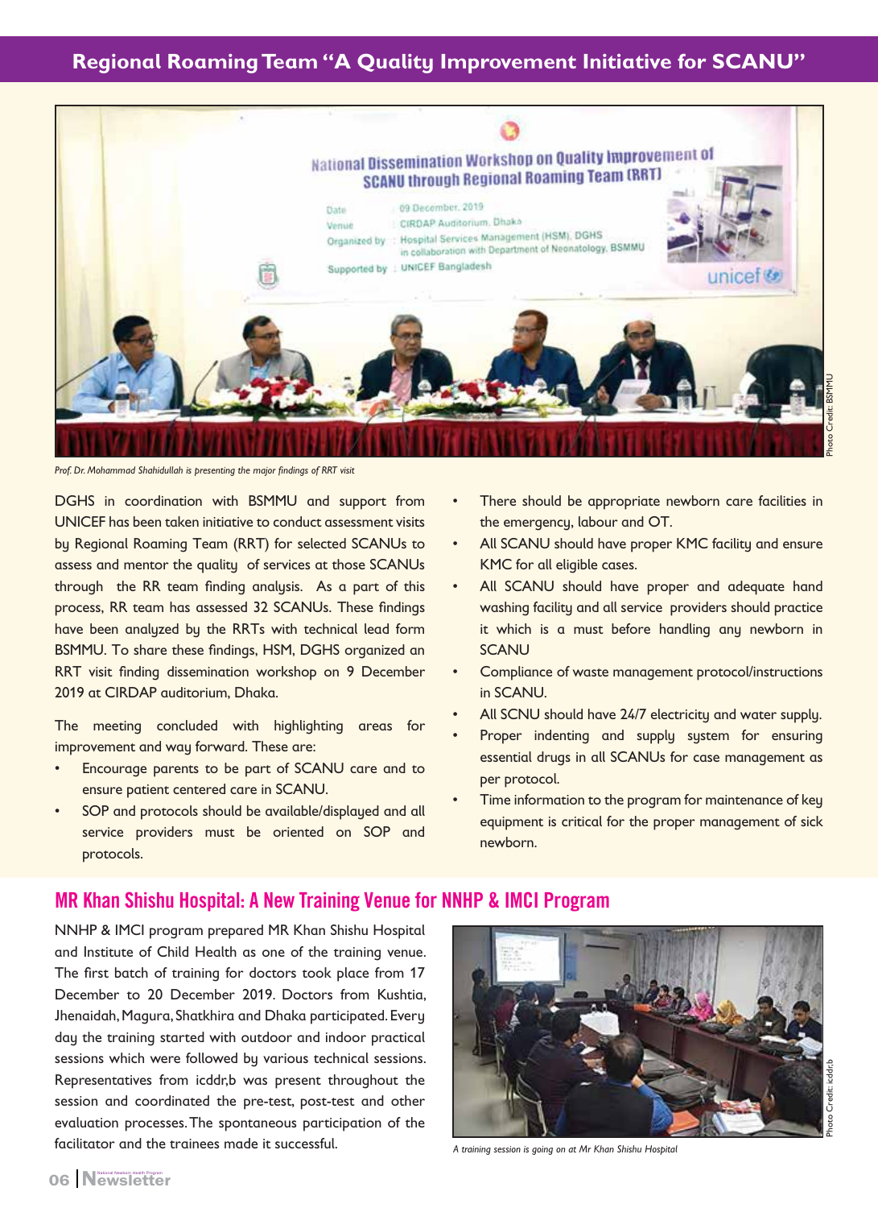## Regional Roaming Team "A Quality Improvement Initiative for SCANU"

*Prof. Dr. Mohammad Shahidullah is presenting the major findings of RRT visit*

Photo Credit: BSMMU

DGHS in coordination with BSMMU and support from UNICEF has been taken initiative to conduct assessment visits by Regional Roaming Team (RRT) for selected SCANUs to assess and mentor the quality of services at those SCANUs through the RR team finding analysis. As a part of this process, RR team has assessed 32 SCANUs. These findings have been analyzed by the RRTs with technical lead form BSMMU. To share these findings, HSM, DGHS organized an RRT visit finding dissemination workshop on 9 December 2019 at CIRDAP auditorium, Dhaka.

The meeting concluded with highlighting areas for improvement and way forward. These are:

- Encourage parents to be part of SCANU care and to ensure patient centered care in SCANU.
- SOP and protocols should be available/displayed and all service providers must be oriented on SOP and protocols.
- There should be appropriate newborn care facilities in the emergency, labour and OT.
- All SCANU should have proper KMC facility and ensure KMC for all eligible cases.
- All SCANU should have proper and adequate hand washing facility and all service providers should practice it which is a must before handling any newborn in SCANU
- Compliance of waste management protocol/instructions in SCANU.
- All SCNU should have 24/7 electricity and water supply.
- Proper indenting and supply system for ensuring essential drugs in all SCANUs for case management as per protocol.
- Time information to the program for maintenance of key equipment is critical for the proper management of sick newborn.

## MR Khan Shishu Hospital: A New Training Venue for NNHP & IMCI Program

NNHP & IMCI program prepared MR Khan Shishu Hospital and Institute of Child Health as one of the training venue. The first batch of training for doctors took place from 17 December to 20 December 2019. Doctors from Kushtia, Jhenaidah, Magura, Shatkhira and Dhaka participated. Every day the training started with outdoor and indoor practical sessions which were followed by various technical sessions. Representatives from icddr,b was present throughout the session and coordinated the pre-test, post-test and other evaluation processes. The spontaneous participation of the facilitator and the trainees made it successful.

*A training session is going on at Mr Khan Shishu Hospital*

Photo Credit: icddr,b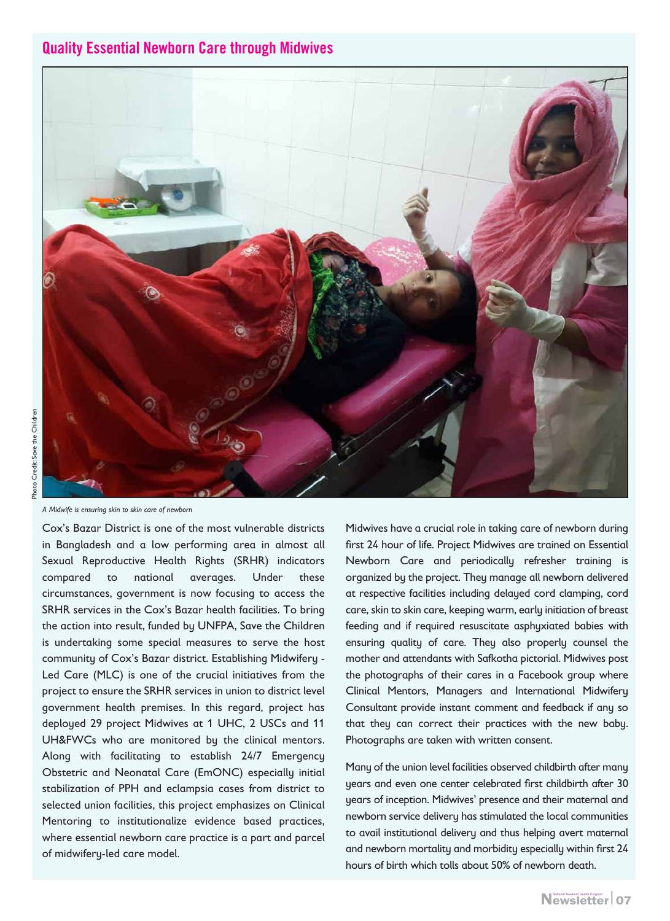## Quality Essential Newborn Care through Midwives

Photo Credit: Save the Children

*A Midwife is ensuring skin to skin care of newborn*

Cox's Bazar District is one of the most vulnerable districts in Bangladesh and a low performing area in almost all Sexual Reproductive Health Rights (SRHR) indicators compared to national averages. Under these circumstances, government is now focusing to access the SRHR services in the Cox's Bazar health facilities. To bring the action into result, funded by UNFPA, Save the Children is undertaking some special measures to serve the host community of Cox's Bazar district. Establishing Midwifery - Led Care (MLC) is one of the crucial initiatives from the project to ensure the SRHR services in union to district level government health premises. In this regard, project has deployed 29 project Midwives at 1 UHC, 2 USCs and 11 UH&FWCs who are monitored by the clinical mentors. Along with facilitating to establish 24/7 Emergency Obstetric and Neonatal Care (EmONC) especially initial stabilization of PPH and eclampsia cases from district to selected union facilities, this project emphasizes on Clinical Mentoring to institutionalize evidence based practices, where essential newborn care practice is a part and parcel of midwifery-led care model.

Midwives have a crucial role in taking care of newborn during first 24 hour of life. Project Midwives are trained on Essential Newborn Care and periodically refresher training is organized by the project. They manage all newborn delivered at respective facilities including delayed cord clamping, cord care, skin to skin care, keeping warm, early initiation of breast feeding and if required resuscitate asphyxiated babies with ensuring quality of care. They also properly counsel the mother and attendants with Safkotha pictorial. Midwives post the photographs of their cares in a Facebook group where Clinical Mentors, Managers and International Midwifery Consultant provide instant comment and feedback if any so that they can correct their practices with the new baby. Photographs are taken with written consent.

Many of the union level facilities observed childbirth after many years and even one center celebrated first childbirth after 30 years of inception. Midwives' presence and their maternal and newborn service delivery has stimulated the local communities to avail institutional delivery and thus helping avert maternal and newborn mortality and morbidity especially within first 24 hours of birth which tolls about 50% of newborn death.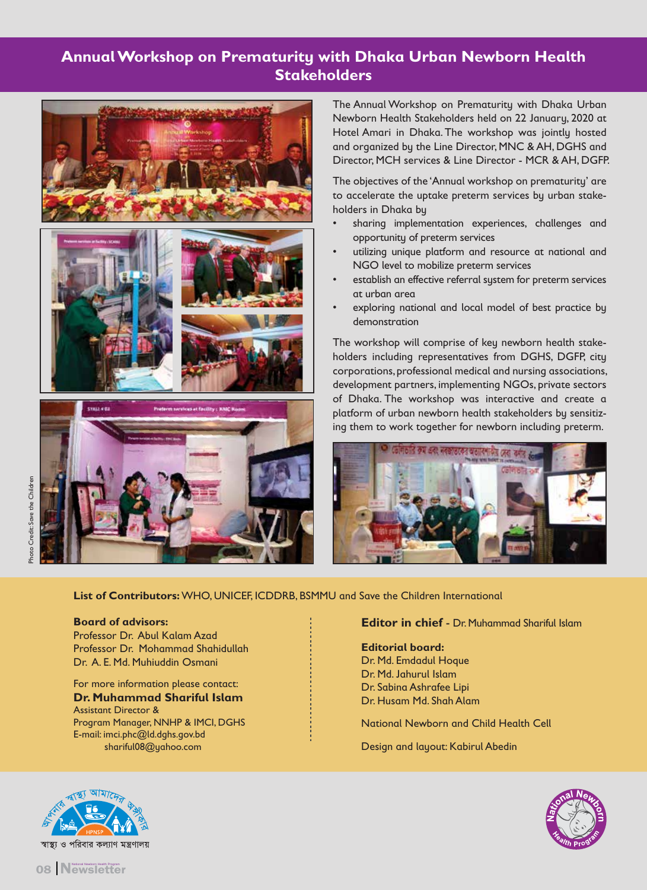# Annual Workshop on Prematurity with Dhaka Urban Newborn Health Stakeholders

The Annual Workshop on Prematurity with Dhaka Urban Newborn Health Stakeholders held on 22 January, 2020 at Hotel Amari in Dhaka. The workshop was jointly hosted and organized by the Line Director, MNC & AH, DGHS and Director, MCH services & Line Director - MCR & AH, DGFP.

The objectives of the 'Annual workshop on prematurity' are to accelerate the uptake preterm services by urban stakeholders in Dhaka by

- sharing implementation experiences, challenges and opportunity of preterm services
- utilizing unique platform and resource at national and NGO level to mobilize preterm services
- establish an effective referral system for preterm services at urban area
- exploring national and local model of best practice by demonstration

The workshop will comprise of key newborn health stakeholders including representatives from DGHS, DGFP, city corporations, professional medical and nursing associations, development partners, implementing NGOs, private sectors of Dhaka. The workshop was interactive and create a platform of urban newborn health stakeholders by sensitizing them to work together for newborn including preterm.

Photo Credit: Save the Children

**List of Contributors:** WHO, UNICEF, ICDDRB, BSMMU and Save the Children International

**Board of advisors:**
Professor Dr. Abul Kalam Azad
Professor Dr. Mohammad Shahidullah
Dr. A. E. Md. Muhiuddin Osmani

For more information please contact:
**Dr. Muhammad Shariful Islam**
Assistant Director &
Program Manager, NNHP & IMCI, DGHS
E-mail: imci.phc@ld.dghs.gov.bd
shariful08@yahoo.com

**Editor in chief** - Dr. Muhammad Shariful Islam

**Editorial board:**
Dr. Md. Emdadul Hoque
Dr. Md. Jahurul Islam
Dr. Sabina Ashrafee Lipi
Dr. Husam Md. Shah Alam

National Newborn and Child Health Cell

Design and layout: Kabirul Abedin

স্বাস্থ্য ও পরিবার কল্যাণ মন্ত্রণালয়